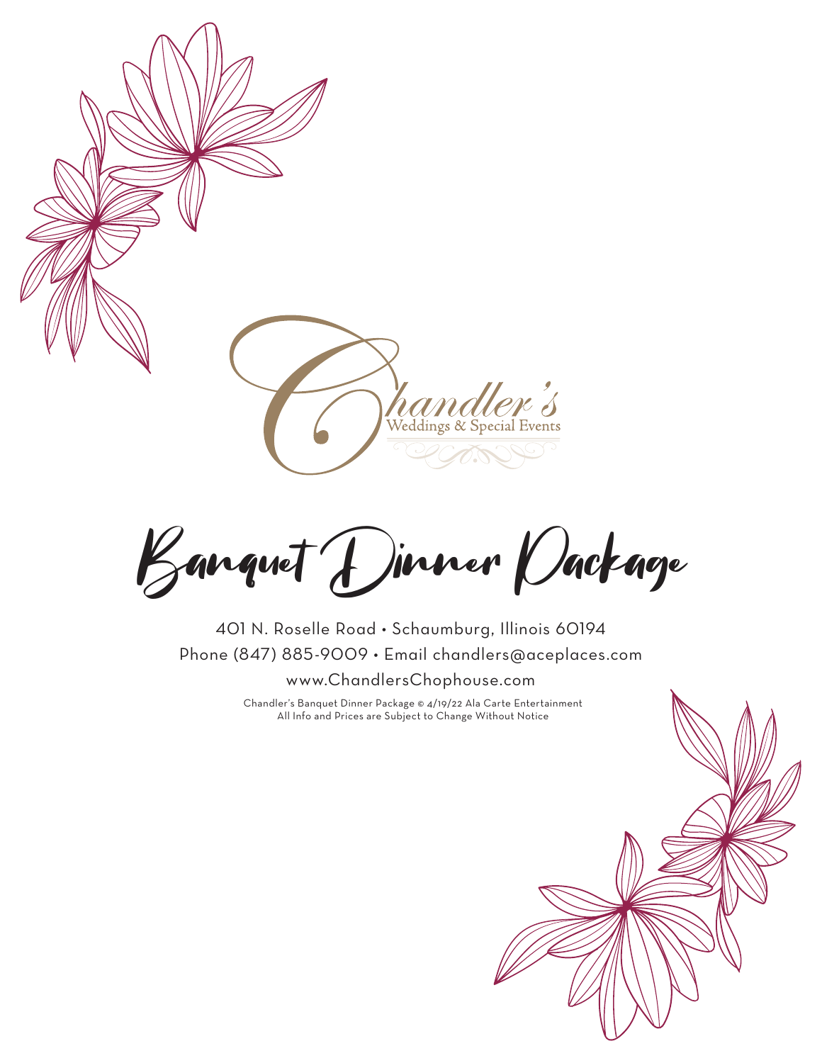Chandler's
Weddings & Special Events

# Banquet Dinner Package

401 N. Roselle Road • Schaumburg, Illinois 60194

Phone (847) 885-9009 • Email chandlers@aceplaces.com

www.ChandlersChophouse.com

Chandler's Banquet Dinner Package © 4/19/22 Ala Carte Entertainment
All Info and Prices are Subject to Change Without Notice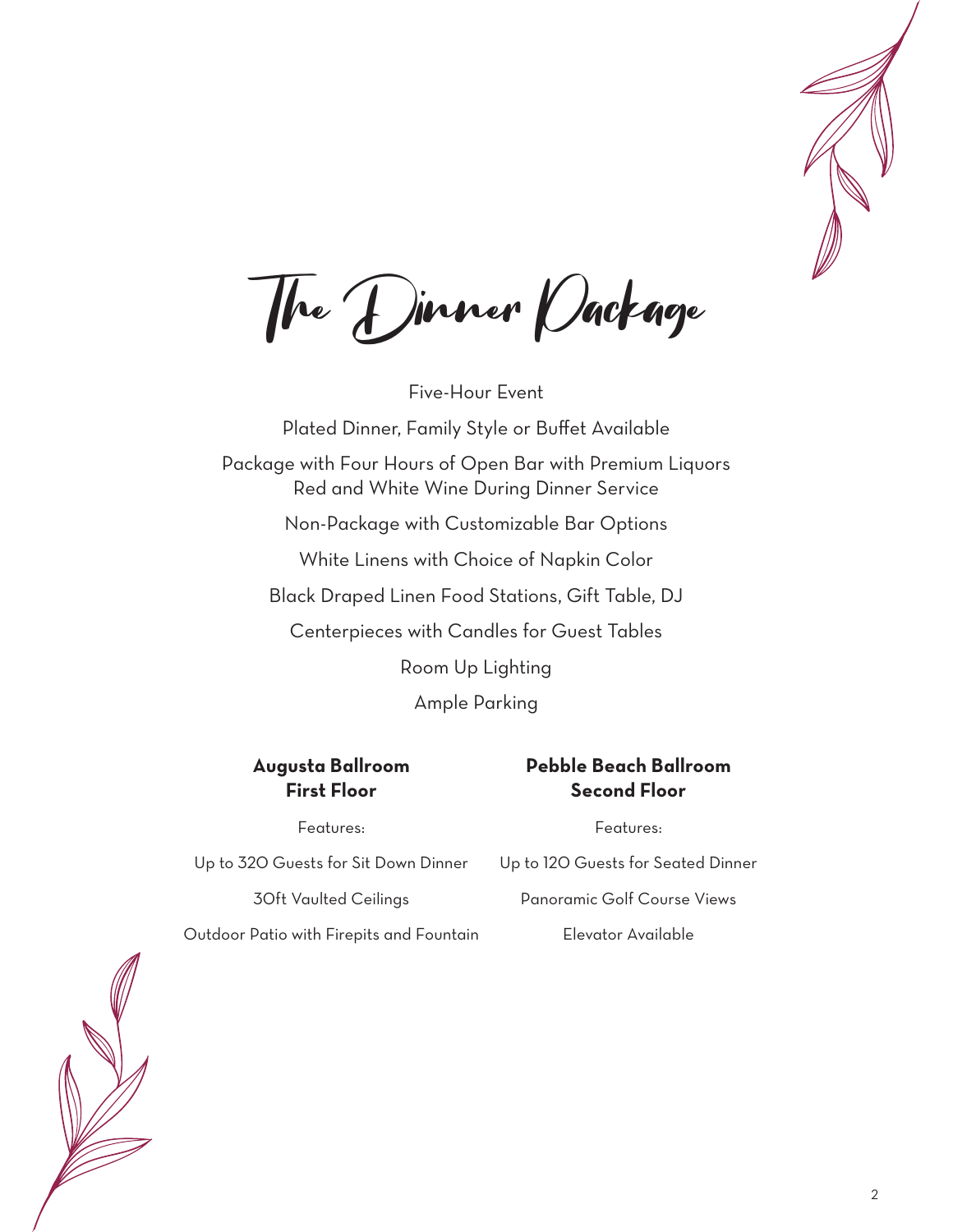# The Dinner Package

Five-Hour Event

Plated Dinner, Family Style or Buffet Available

Package with Four Hours of Open Bar with Premium Liquors
Red and White Wine During Dinner Service

Non-Package with Customizable Bar Options

White Linens with Choice of Napkin Color

Black Draped Linen Food Stations, Gift Table, DJ

Centerpieces with Candles for Guest Tables

Room Up Lighting

Ample Parking

**Augusta Ballroom**
**First Floor**

Features:

Up to 320 Guests for Sit Down Dinner

30ft Vaulted Ceilings

Outdoor Patio with Firepits and Fountain

**Pebble Beach Ballroom**
**Second Floor**

Features:

Up to 120 Guests for Seated Dinner

Panoramic Golf Course Views

Elevator Available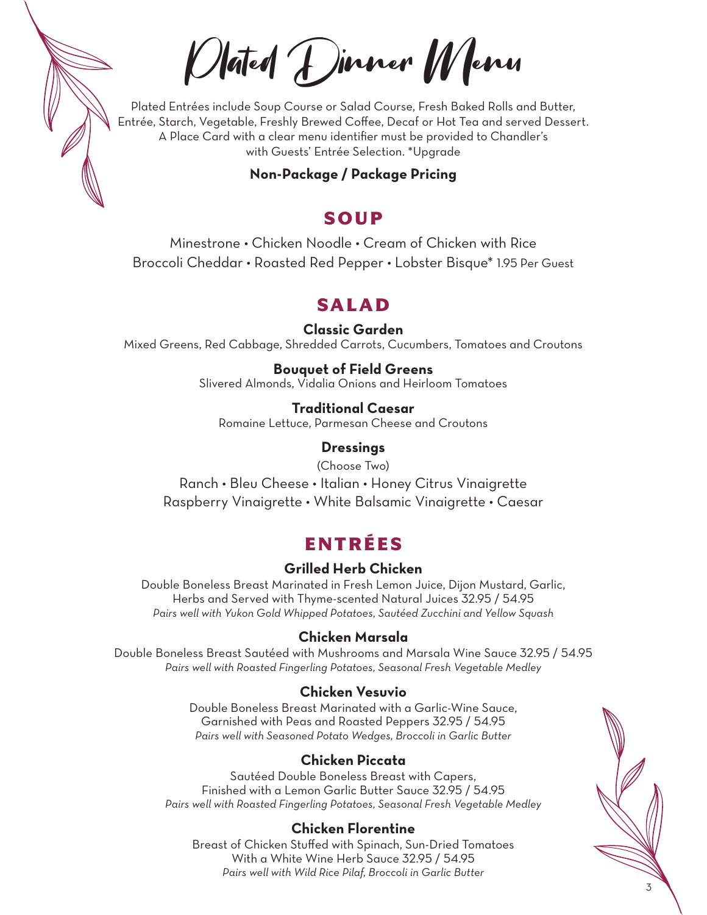# Plated Dinner Menu

Plated Entrées include Soup Course or Salad Course, Fresh Baked Rolls and Butter, Entrée, Starch, Vegetable, Freshly Brewed Coffee, Decaf or Hot Tea and served Dessert. A Place Card with a clear menu identifier must be provided to Chandler's with Guests' Entrée Selection. *Upgrade

**Non-Package / Package Pricing**

## SOUP

Minestrone • Chicken Noodle • Cream of Chicken with Rice
Broccoli Cheddar • Roasted Red Pepper • Lobster Bisque* 1.95 Per Guest

## SALAD

**Classic Garden**
Mixed Greens, Red Cabbage, Shredded Carrots, Cucumbers, Tomatoes and Croutons

**Bouquet of Field Greens**
Slivered Almonds, Vidalia Onions and Heirloom Tomatoes

**Traditional Caesar**
Romaine Lettuce, Parmesan Cheese and Croutons

**Dressings**
(Choose Two)
Ranch • Bleu Cheese • Italian • Honey Citrus Vinaigrette
Raspberry Vinaigrette • White Balsamic Vinaigrette • Caesar

## ENTRÉES

**Grilled Herb Chicken**
Double Boneless Breast Marinated in Fresh Lemon Juice, Dijon Mustard, Garlic, Herbs and Served with Thyme-scented Natural Juices 32.95 / 54.95
*Pairs well with Yukon Gold Whipped Potatoes, Sautéed Zucchini and Yellow Squash*

**Chicken Marsala**
Double Boneless Breast Sautéed with Mushrooms and Marsala Wine Sauce 32.95 / 54.95
*Pairs well with Roasted Fingerling Potatoes, Seasonal Fresh Vegetable Medley*

**Chicken Vesuvio**
Double Boneless Breast Marinated with a Garlic-Wine Sauce, Garnished with Peas and Roasted Peppers 32.95 / 54.95
*Pairs well with Seasoned Potato Wedges, Broccoli in Garlic Butter*

**Chicken Piccata**
Sautéed Double Boneless Breast with Capers, Finished with a Lemon Garlic Butter Sauce 32.95 / 54.95
*Pairs well with Roasted Fingerling Potatoes, Seasonal Fresh Vegetable Medley*

**Chicken Florentine**
Breast of Chicken Stuffed with Spinach, Sun-Dried Tomatoes With a White Wine Herb Sauce 32.95 / 54.95
*Pairs well with Wild Rice Pilaf, Broccoli in Garlic Butter*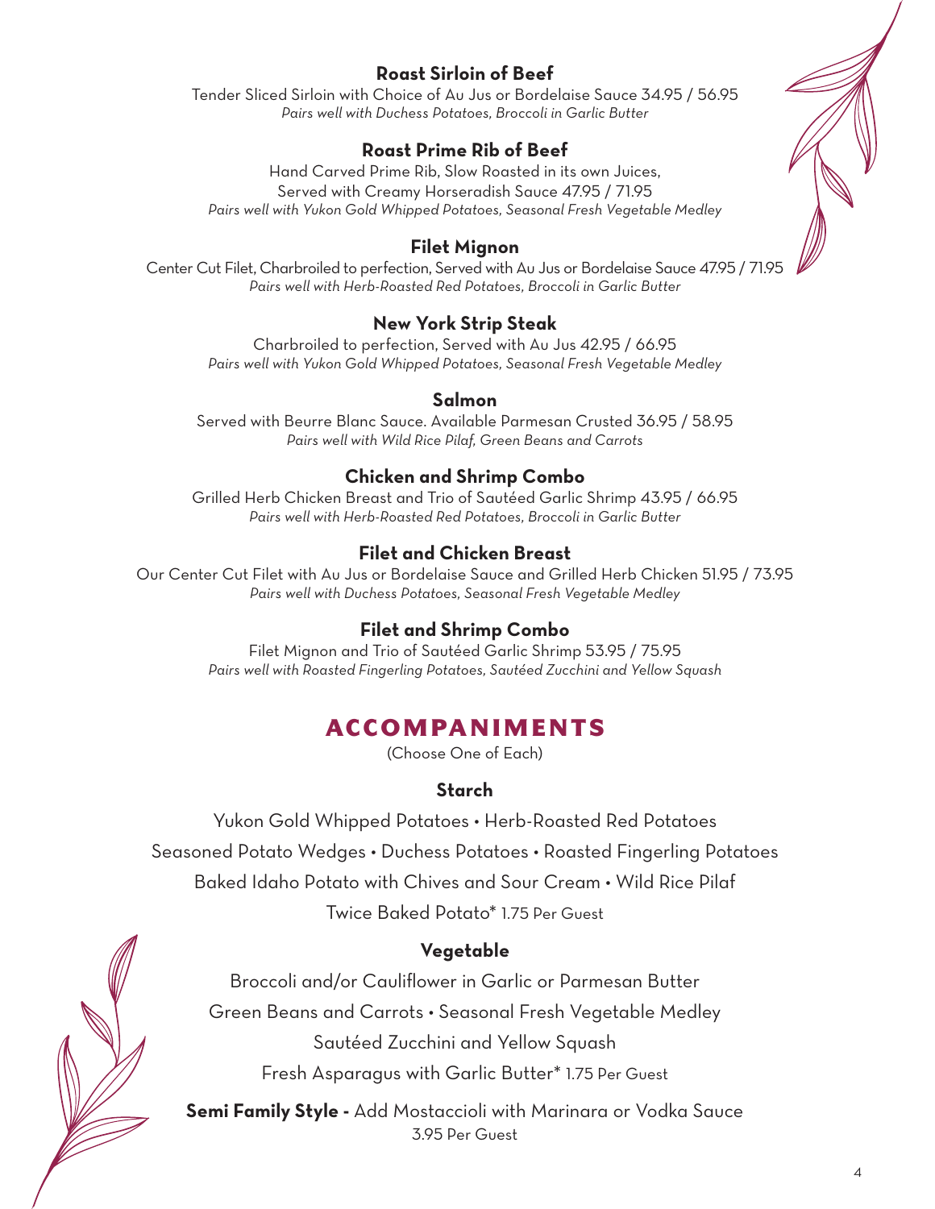### Roast Sirloin of Beef

Tender Sliced Sirloin with Choice of Au Jus or Bordelaise Sauce 34.95 / 56.95
*Pairs well with Duchess Potatoes, Broccoli in Garlic Butter*

### Roast Prime Rib of Beef

Hand Carved Prime Rib, Slow Roasted in its own Juices,
Served with Creamy Horseradish Sauce 47.95 / 71.95
*Pairs well with Yukon Gold Whipped Potatoes, Seasonal Fresh Vegetable Medley*

### Filet Mignon

Center Cut Filet, Charbroiled to perfection, Served with Au Jus or Bordelaise Sauce 47.95 / 71.95
*Pairs well with Herb-Roasted Red Potatoes, Broccoli in Garlic Butter*

### New York Strip Steak

Charbroiled to perfection, Served with Au Jus 42.95 / 66.95
*Pairs well with Yukon Gold Whipped Potatoes, Seasonal Fresh Vegetable Medley*

### Salmon

Served with Beurre Blanc Sauce. Available Parmesan Crusted 36.95 / 58.95
*Pairs well with Wild Rice Pilaf, Green Beans and Carrots*

### Chicken and Shrimp Combo

Grilled Herb Chicken Breast and Trio of Sautéed Garlic Shrimp 43.95 / 66.95
*Pairs well with Herb-Roasted Red Potatoes, Broccoli in Garlic Butter*

### Filet and Chicken Breast

Our Center Cut Filet with Au Jus or Bordelaise Sauce and Grilled Herb Chicken 51.95 / 73.95
*Pairs well with Duchess Potatoes, Seasonal Fresh Vegetable Medley*

### Filet and Shrimp Combo

Filet Mignon and Trio of Sautéed Garlic Shrimp 53.95 / 75.95
*Pairs well with Roasted Fingerling Potatoes, Sautéed Zucchini and Yellow Squash*

## ACCOMPANIMENTS

(Choose One of Each)

### Starch

Yukon Gold Whipped Potatoes • Herb-Roasted Red Potatoes
Seasoned Potato Wedges • Duchess Potatoes • Roasted Fingerling Potatoes
Baked Idaho Potato with Chives and Sour Cream • Wild Rice Pilaf
Twice Baked Potato* 1.75 Per Guest

### Vegetable

Broccoli and/or Cauliflower in Garlic or Parmesan Butter
Green Beans and Carrots • Seasonal Fresh Vegetable Medley
Sautéed Zucchini and Yellow Squash
Fresh Asparagus with Garlic Butter* 1.75 Per Guest

**Semi Family Style -** Add Mostaccioli with Marinara or Vodka Sauce
3.95 Per Guest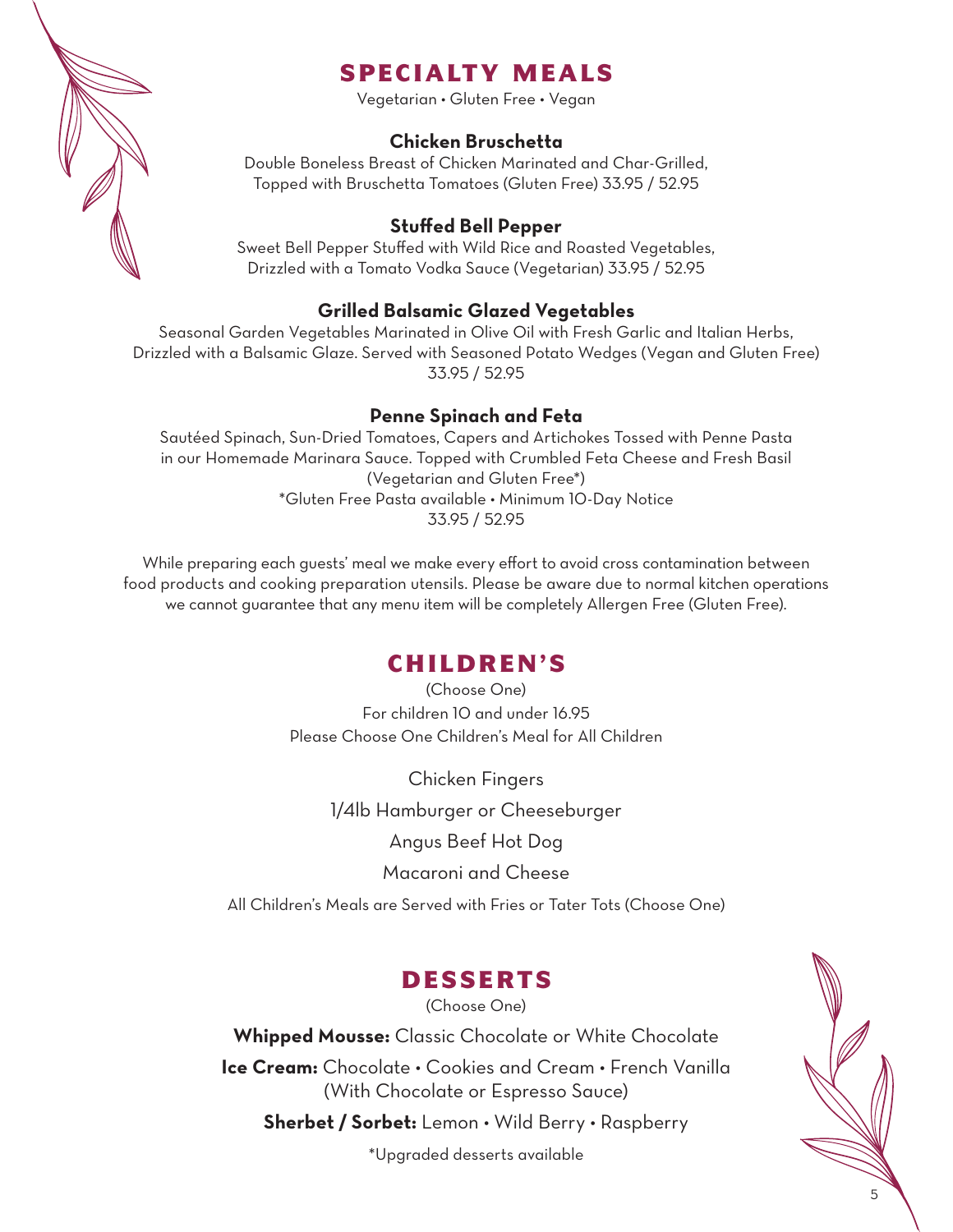# SPECIALTY MEALS

Vegetarian • Gluten Free • Vegan

### Chicken Bruschetta

Double Boneless Breast of Chicken Marinated and Char-Grilled,
Topped with Bruschetta Tomatoes (Gluten Free) 33.95 / 52.95

### Stuffed Bell Pepper

Sweet Bell Pepper Stuffed with Wild Rice and Roasted Vegetables,
Drizzled with a Tomato Vodka Sauce (Vegetarian) 33.95 / 52.95

### Grilled Balsamic Glazed Vegetables

Seasonal Garden Vegetables Marinated in Olive Oil with Fresh Garlic and Italian Herbs,
Drizzled with a Balsamic Glaze. Served with Seasoned Potato Wedges (Vegan and Gluten Free)
33.95 / 52.95

### Penne Spinach and Feta

Sautéed Spinach, Sun-Dried Tomatoes, Capers and Artichokes Tossed with Penne Pasta
in our Homemade Marinara Sauce. Topped with Crumbled Feta Cheese and Fresh Basil
(Vegetarian and Gluten Free*)
*Gluten Free Pasta available • Minimum 10-Day Notice
33.95 / 52.95

While preparing each guests' meal we make every effort to avoid cross contamination between food products and cooking preparation utensils. Please be aware due to normal kitchen operations we cannot guarantee that any menu item will be completely Allergen Free (Gluten Free).

# CHILDREN'S

(Choose One)
For children 10 and under 16.95
Please Choose One Children's Meal for All Children

Chicken Fingers

1/4lb Hamburger or Cheeseburger

Angus Beef Hot Dog

Macaroni and Cheese

All Children's Meals are Served with Fries or Tater Tots (Choose One)

# DESSERTS

(Choose One)

**Whipped Mousse:** Classic Chocolate or White Chocolate

**Ice Cream:** Chocolate • Cookies and Cream • French Vanilla
(With Chocolate or Espresso Sauce)

**Sherbet / Sorbet:** Lemon • Wild Berry • Raspberry

*Upgraded desserts available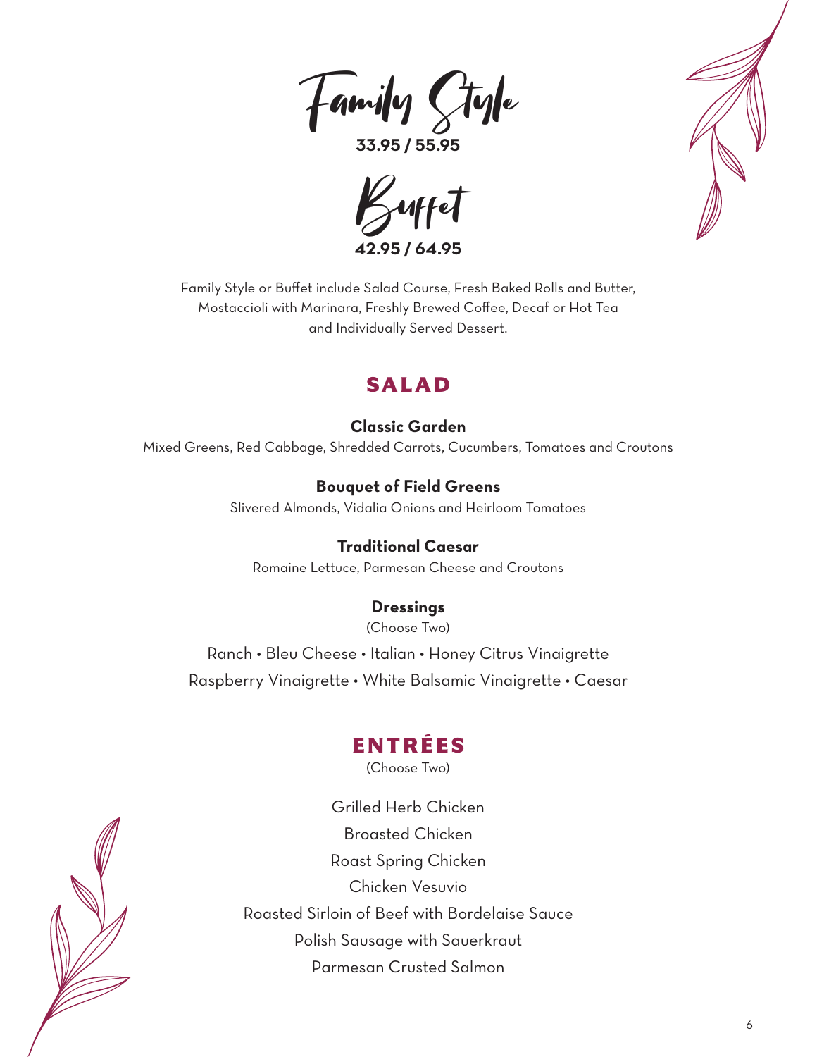# Family Style

**33.95 / 55.95**

# Buffet

**42.95 / 64.95**

Family Style or Buffet include Salad Course, Fresh Baked Rolls and Butter, Mostaccioli with Marinara, Freshly Brewed Coffee, Decaf or Hot Tea and Individually Served Dessert.

## SALAD

**Classic Garden**

Mixed Greens, Red Cabbage, Shredded Carrots, Cucumbers, Tomatoes and Croutons

**Bouquet of Field Greens**

Slivered Almonds, Vidalia Onions and Heirloom Tomatoes

**Traditional Caesar**

Romaine Lettuce, Parmesan Cheese and Croutons

**Dressings**

(Choose Two)

Ranch • Bleu Cheese • Italian • Honey Citrus Vinaigrette

Raspberry Vinaigrette • White Balsamic Vinaigrette • Caesar

## ENTRÉES

(Choose Two)

Grilled Herb Chicken

Broasted Chicken

Roast Spring Chicken

Chicken Vesuvio

Roasted Sirloin of Beef with Bordelaise Sauce

Polish Sausage with Sauerkraut

Parmesan Crusted Salmon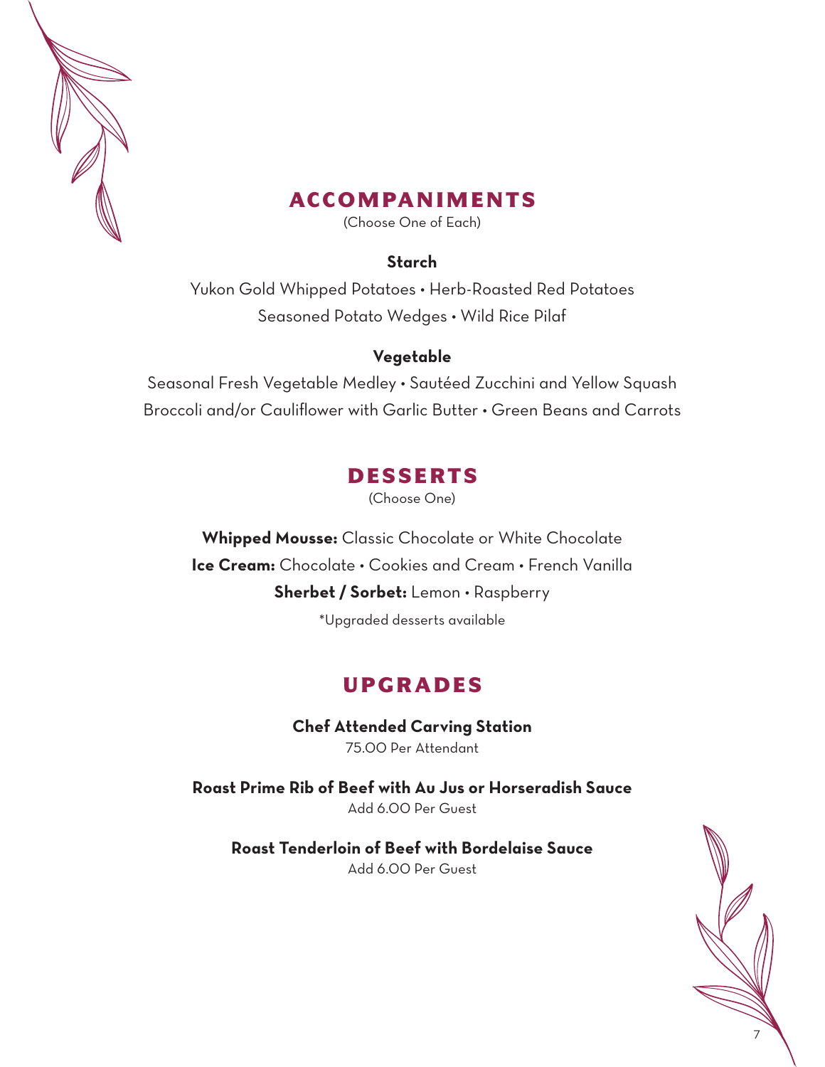## ACCOMPANIMENTS

(Choose One of Each)

### Starch

Yukon Gold Whipped Potatoes • Herb-Roasted Red Potatoes
Seasoned Potato Wedges • Wild Rice Pilaf

### Vegetable

Seasonal Fresh Vegetable Medley • Sautéed Zucchini and Yellow Squash
Broccoli and/or Cauliflower with Garlic Butter • Green Beans and Carrots

## DESSERTS

(Choose One)

**Whipped Mousse:** Classic Chocolate or White Chocolate
**Ice Cream:** Chocolate • Cookies and Cream • French Vanilla
**Sherbet / Sorbet:** Lemon • Raspberry

*Upgraded desserts available

## UPGRADES

**Chef Attended Carving Station**
75.00 Per Attendant

**Roast Prime Rib of Beef with Au Jus or Horseradish Sauce**
Add 6.00 Per Guest

**Roast Tenderloin of Beef with Bordelaise Sauce**
Add 6.00 Per Guest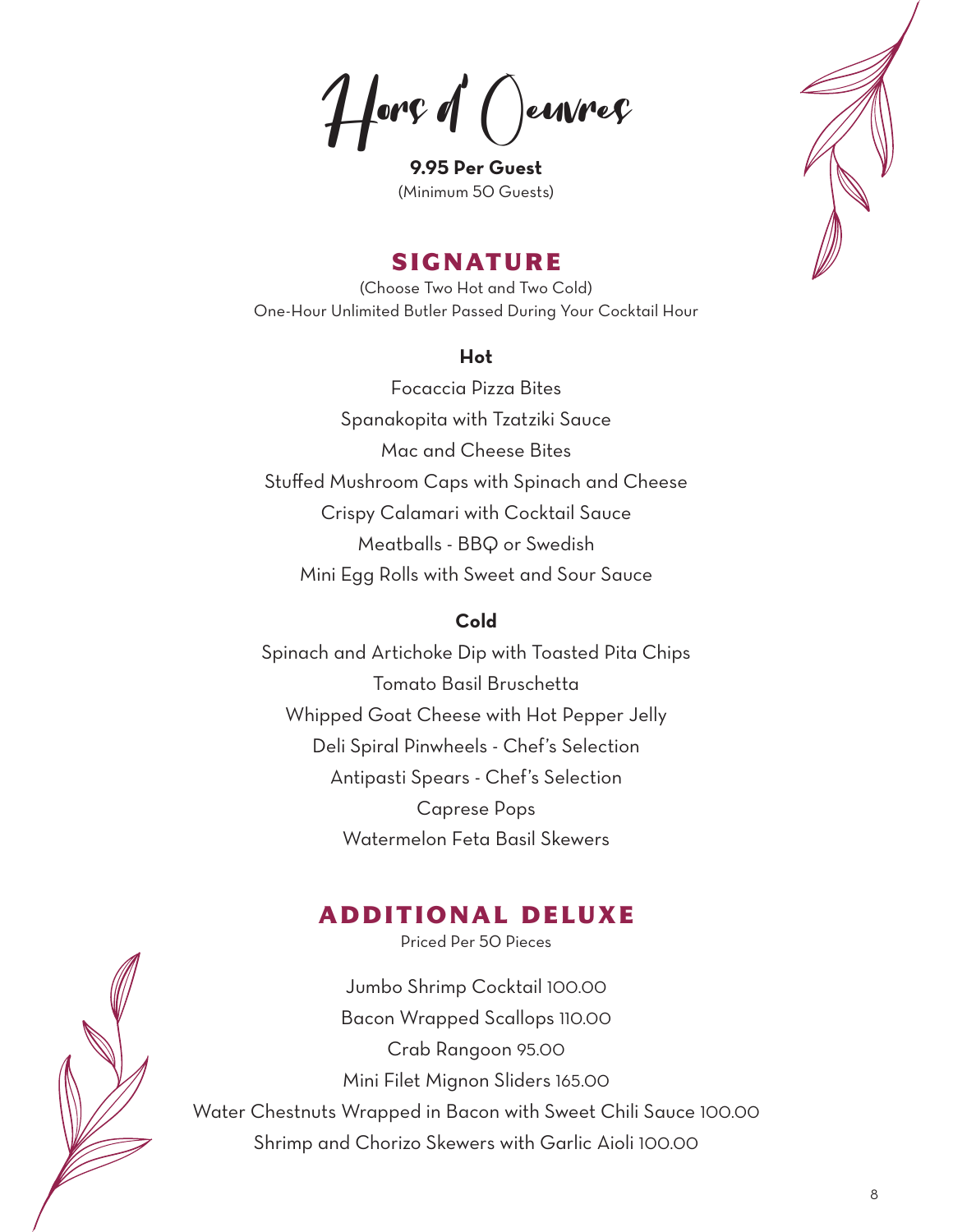# Hors d' Oeuvres

**9.95 Per Guest**
(Minimum 50 Guests)

## SIGNATURE

(Choose Two Hot and Two Cold)
One-Hour Unlimited Butler Passed During Your Cocktail Hour

### Hot

Focaccia Pizza Bites
Spanakopita with Tzatziki Sauce
Mac and Cheese Bites
Stuffed Mushroom Caps with Spinach and Cheese
Crispy Calamari with Cocktail Sauce
Meatballs - BBQ or Swedish
Mini Egg Rolls with Sweet and Sour Sauce

### Cold

Spinach and Artichoke Dip with Toasted Pita Chips
Tomato Basil Bruschetta
Whipped Goat Cheese with Hot Pepper Jelly
Deli Spiral Pinwheels - Chef's Selection
Antipasti Spears - Chef's Selection
Caprese Pops
Watermelon Feta Basil Skewers

## ADDITIONAL DELUXE

Priced Per 50 Pieces

Jumbo Shrimp Cocktail 100.00
Bacon Wrapped Scallops 110.00
Crab Rangoon 95.00
Mini Filet Mignon Sliders 165.00
Water Chestnuts Wrapped in Bacon with Sweet Chili Sauce 100.00
Shrimp and Chorizo Skewers with Garlic Aioli 100.00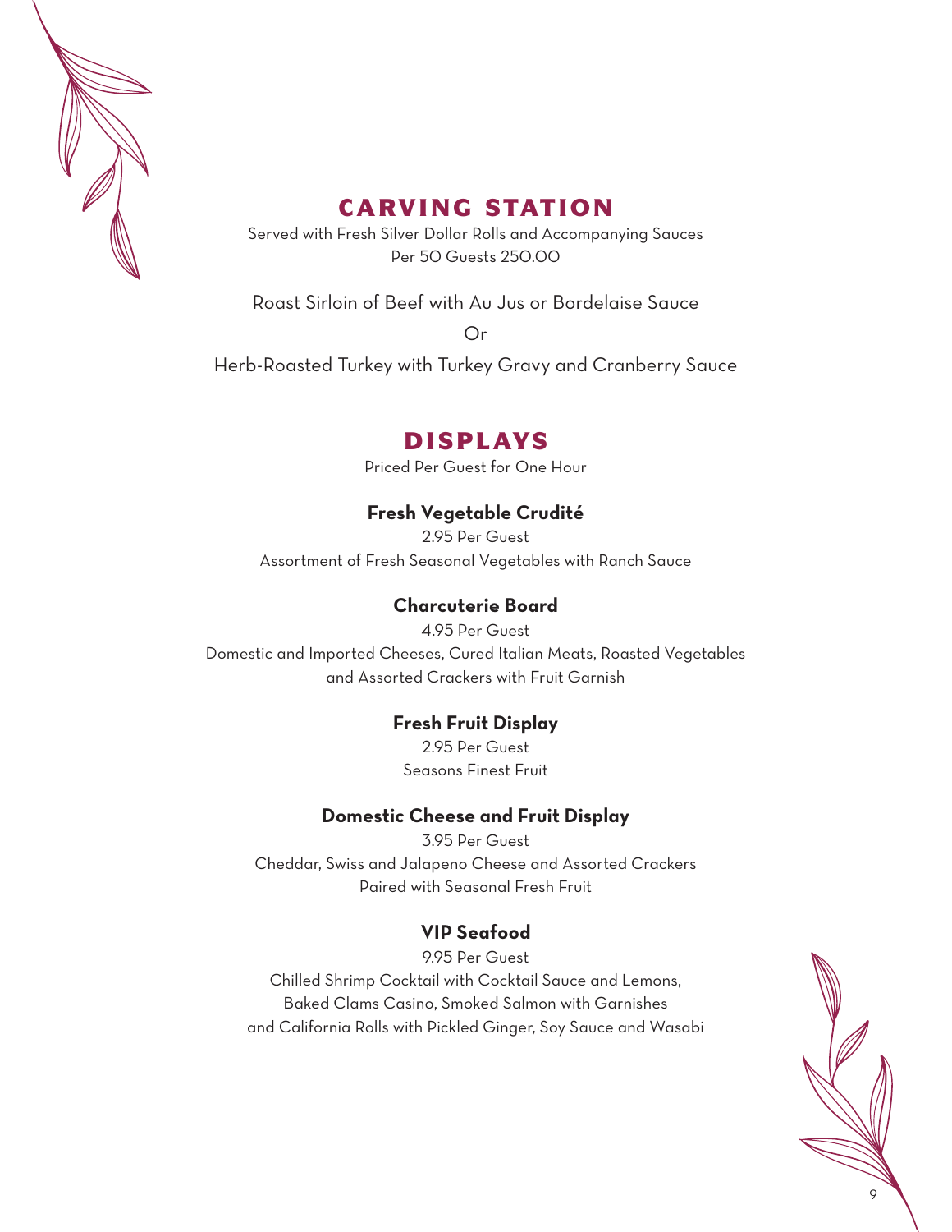# CARVING STATION

Served with Fresh Silver Dollar Rolls and Accompanying Sauces
Per 50 Guests 250.00

Roast Sirloin of Beef with Au Jus or Bordelaise Sauce

Or

Herb-Roasted Turkey with Turkey Gravy and Cranberry Sauce

# DISPLAYS

Priced Per Guest for One Hour

### Fresh Vegetable Crudité

2.95 Per Guest
Assortment of Fresh Seasonal Vegetables with Ranch Sauce

### Charcuterie Board

4.95 Per Guest
Domestic and Imported Cheeses, Cured Italian Meats, Roasted Vegetables and Assorted Crackers with Fruit Garnish

### Fresh Fruit Display

2.95 Per Guest
Seasons Finest Fruit

### Domestic Cheese and Fruit Display

3.95 Per Guest
Cheddar, Swiss and Jalapeno Cheese and Assorted Crackers Paired with Seasonal Fresh Fruit

### VIP Seafood

9.95 Per Guest
Chilled Shrimp Cocktail with Cocktail Sauce and Lemons, Baked Clams Casino, Smoked Salmon with Garnishes and California Rolls with Pickled Ginger, Soy Sauce and Wasabi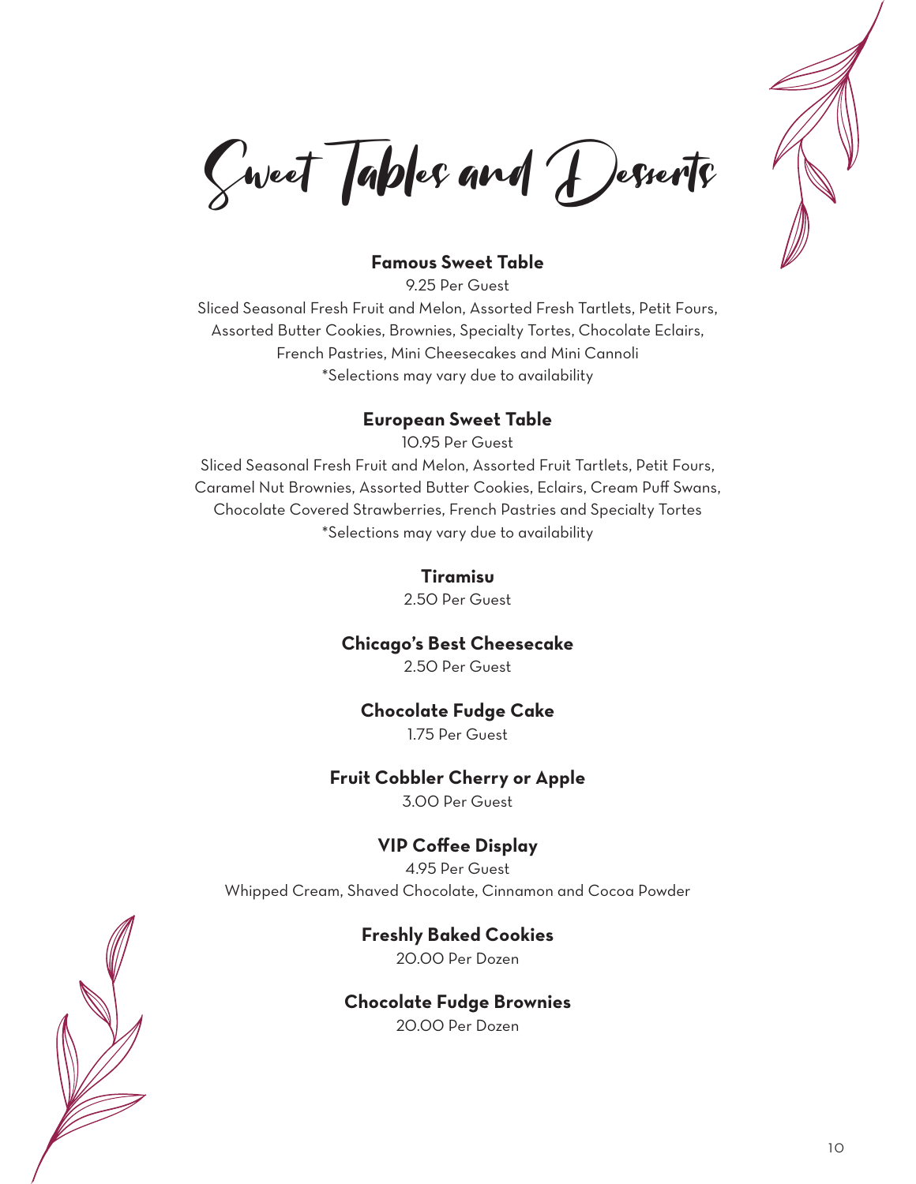# Sweet Tables and Desserts

**Famous Sweet Table**

9.25 Per Guest

Sliced Seasonal Fresh Fruit and Melon, Assorted Fresh Tartlets, Petit Fours, Assorted Butter Cookies, Brownies, Specialty Tortes, Chocolate Eclairs, French Pastries, Mini Cheesecakes and Mini Cannoli

*Selections may vary due to availability

**European Sweet Table**

10.95 Per Guest

Sliced Seasonal Fresh Fruit and Melon, Assorted Fruit Tartlets, Petit Fours, Caramel Nut Brownies, Assorted Butter Cookies, Eclairs, Cream Puff Swans, Chocolate Covered Strawberries, French Pastries and Specialty Tortes

*Selections may vary due to availability

**Tiramisu**

2.50 Per Guest

**Chicago's Best Cheesecake**

2.50 Per Guest

**Chocolate Fudge Cake**

1.75 Per Guest

**Fruit Cobbler Cherry or Apple**

3.00 Per Guest

**VIP Coffee Display**

4.95 Per Guest

Whipped Cream, Shaved Chocolate, Cinnamon and Cocoa Powder

**Freshly Baked Cookies**

20.00 Per Dozen

**Chocolate Fudge Brownies**

20.00 Per Dozen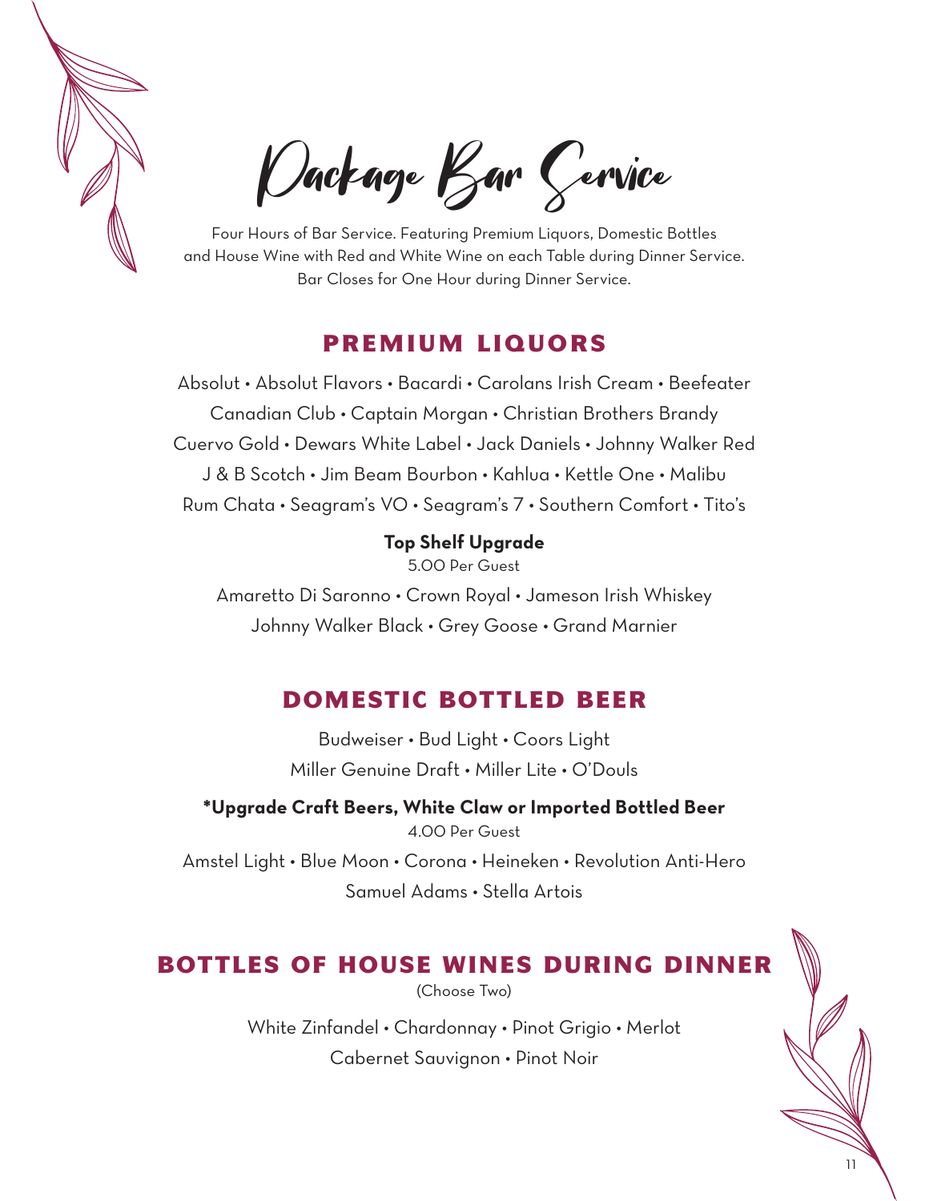# Package Bar Service

Four Hours of Bar Service. Featuring Premium Liquors, Domestic Bottles and House Wine with Red and White Wine on each Table during Dinner Service. Bar Closes for One Hour during Dinner Service.

## PREMIUM LIQUORS

Absolut • Absolut Flavors • Bacardi • Carolans Irish Cream • Beefeater
Canadian Club • Captain Morgan • Christian Brothers Brandy
Cuervo Gold • Dewars White Label • Jack Daniels • Johnny Walker Red
J & B Scotch • Jim Beam Bourbon • Kahlua • Kettle One • Malibu
Rum Chata • Seagram's VO • Seagram's 7 • Southern Comfort • Tito's

**Top Shelf Upgrade**

5.00 Per Guest

Amaretto Di Saronno • Crown Royal • Jameson Irish Whiskey
Johnny Walker Black • Grey Goose • Grand Marnier

## DOMESTIC BOTTLED BEER

Budweiser • Bud Light • Coors Light
Miller Genuine Draft • Miller Lite • O'Douls

**\*Upgrade Craft Beers, White Claw or Imported Bottled Beer**

4.00 Per Guest

Amstel Light • Blue Moon • Corona • Heineken • Revolution Anti-Hero
Samuel Adams • Stella Artois

## BOTTLES OF HOUSE WINES DURING DINNER

(Choose Two)

White Zinfandel • Chardonnay • Pinot Grigio • Merlot
Cabernet Sauvignon • Pinot Noir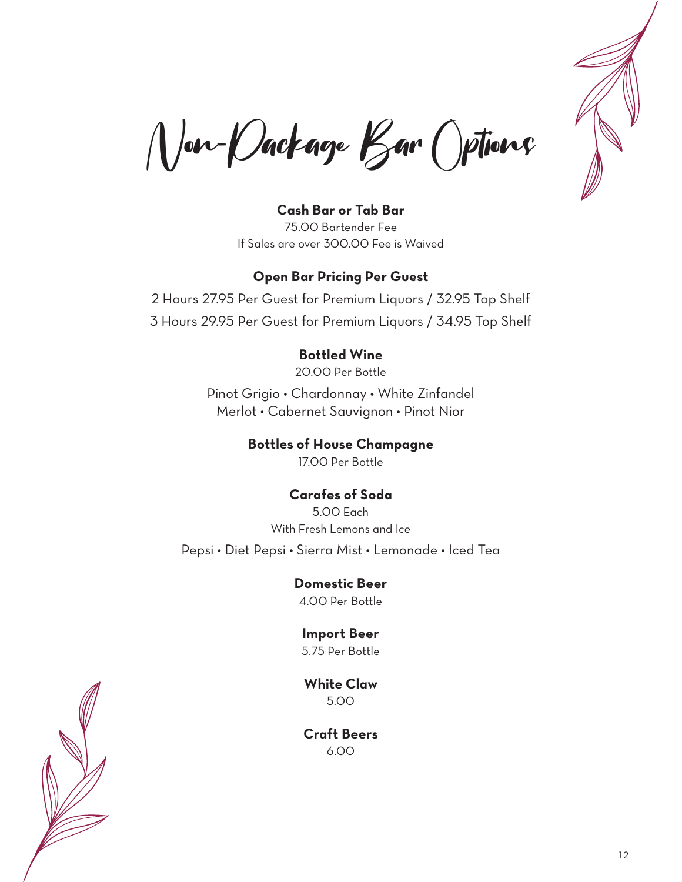# Non-Package Bar Options

**Cash Bar or Tab Bar**

75.00 Bartender Fee

If Sales are over 300.00 Fee is Waived

**Open Bar Pricing Per Guest**

2 Hours 27.95 Per Guest for Premium Liquors / 32.95 Top Shelf

3 Hours 29.95 Per Guest for Premium Liquors / 34.95 Top Shelf

**Bottled Wine**

20.00 Per Bottle

Pinot Grigio • Chardonnay • White Zinfandel

Merlot • Cabernet Sauvignon • Pinot Nior

**Bottles of House Champagne**

17.00 Per Bottle

**Carafes of Soda**

5.00 Each

With Fresh Lemons and Ice

Pepsi • Diet Pepsi • Sierra Mist • Lemonade • Iced Tea

**Domestic Beer**

4.00 Per Bottle

**Import Beer**

5.75 Per Bottle

**White Claw**

5.00

**Craft Beers**

6.00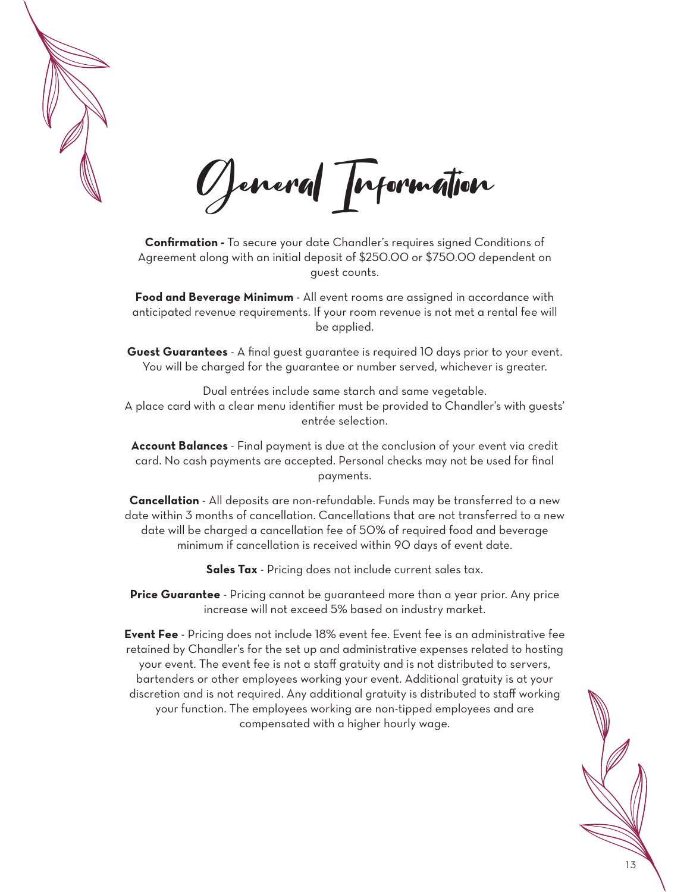# General Information

**Confirmation -** To secure your date Chandler's requires signed Conditions of Agreement along with an initial deposit of $250.00 or $750.00 dependent on guest counts.

**Food and Beverage Minimum** - All event rooms are assigned in accordance with anticipated revenue requirements. If your room revenue is not met a rental fee will be applied.

**Guest Guarantees** - A final guest guarantee is required 10 days prior to your event. You will be charged for the guarantee or number served, whichever is greater.

Dual entrées include same starch and same vegetable.
A place card with a clear menu identifier must be provided to Chandler's with guests' entrée selection.

**Account Balances** - Final payment is due at the conclusion of your event via credit card. No cash payments are accepted. Personal checks may not be used for final payments.

**Cancellation** - All deposits are non-refundable. Funds may be transferred to a new date within 3 months of cancellation. Cancellations that are not transferred to a new date will be charged a cancellation fee of 50% of required food and beverage minimum if cancellation is received within 90 days of event date.

**Sales Tax** - Pricing does not include current sales tax.

**Price Guarantee** - Pricing cannot be guaranteed more than a year prior. Any price increase will not exceed 5% based on industry market.

**Event Fee** - Pricing does not include 18% event fee. Event fee is an administrative fee retained by Chandler's for the set up and administrative expenses related to hosting your event. The event fee is not a staff gratuity and is not distributed to servers, bartenders or other employees working your event. Additional gratuity is at your discretion and is not required. Any additional gratuity is distributed to staff working your function. The employees working are non-tipped employees and are compensated with a higher hourly wage.